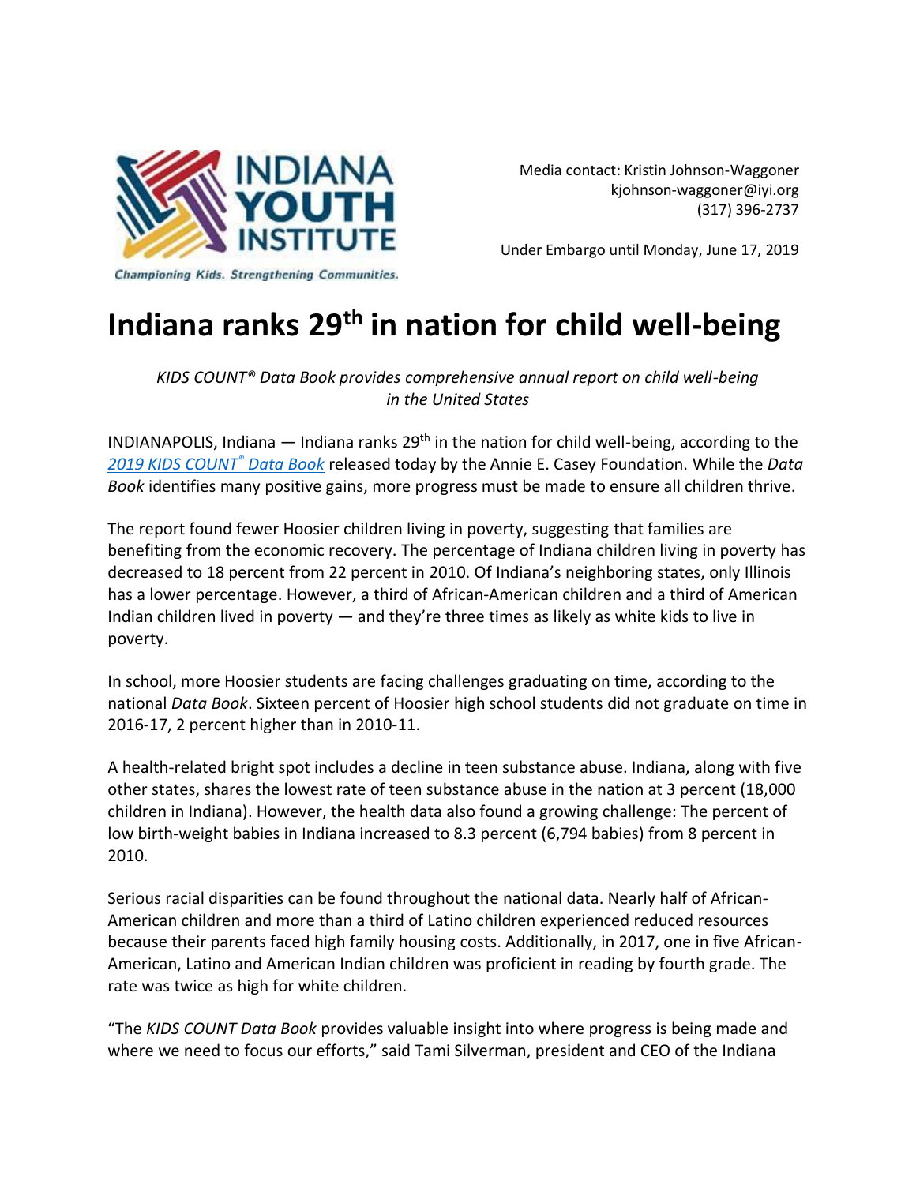INDIANA YOUTH INSTITUTE

*Championing Kids. Strengthening Communities.*

Media contact: Kristin Johnson-Waggoner
kjohnson-waggoner@iyi.org
(317) 396-2737

Under Embargo until Monday, June 17, 2019

# Indiana ranks 29th in nation for child well-being

*KIDS COUNT® Data Book provides comprehensive annual report on child well-being in the United States*

INDIANAPOLIS, Indiana — Indiana ranks 29th in the nation for child well-being, according to the [*2019 KIDS COUNT® Data Book*] released today by the Annie E. Casey Foundation. While the *Data Book* identifies many positive gains, more progress must be made to ensure all children thrive.

The report found fewer Hoosier children living in poverty, suggesting that families are benefiting from the economic recovery. The percentage of Indiana children living in poverty has decreased to 18 percent from 22 percent in 2010. Of Indiana's neighboring states, only Illinois has a lower percentage. However, a third of African-American children and a third of American Indian children lived in poverty — and they're three times as likely as white kids to live in poverty.

In school, more Hoosier students are facing challenges graduating on time, according to the national *Data Book*. Sixteen percent of Hoosier high school students did not graduate on time in 2016-17, 2 percent higher than in 2010-11.

A health-related bright spot includes a decline in teen substance abuse. Indiana, along with five other states, shares the lowest rate of teen substance abuse in the nation at 3 percent (18,000 children in Indiana). However, the health data also found a growing challenge: The percent of low birth-weight babies in Indiana increased to 8.3 percent (6,794 babies) from 8 percent in 2010.

Serious racial disparities can be found throughout the national data. Nearly half of African-American children and more than a third of Latino children experienced reduced resources because their parents faced high family housing costs. Additionally, in 2017, one in five African-American, Latino and American Indian children was proficient in reading by fourth grade. The rate was twice as high for white children.

"The *KIDS COUNT Data Book* provides valuable insight into where progress is being made and where we need to focus our efforts," said Tami Silverman, president and CEO of the Indiana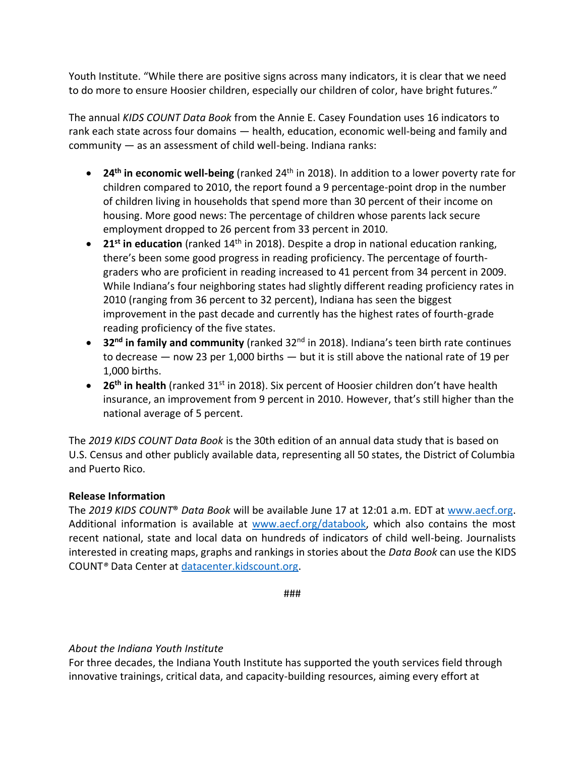Youth Institute. "While there are positive signs across many indicators, it is clear that we need to do more to ensure Hoosier children, especially our children of color, have bright futures."

The annual *KIDS COUNT Data Book* from the Annie E. Casey Foundation uses 16 indicators to rank each state across four domains — health, education, economic well-being and family and community — as an assessment of child well-being. Indiana ranks:

- **24th in economic well-being** (ranked 24th in 2018). In addition to a lower poverty rate for children compared to 2010, the report found a 9 percentage-point drop in the number of children living in households that spend more than 30 percent of their income on housing. More good news: The percentage of children whose parents lack secure employment dropped to 26 percent from 33 percent in 2010.
- **21st in education** (ranked 14th in 2018). Despite a drop in national education ranking, there's been some good progress in reading proficiency. The percentage of fourth-graders who are proficient in reading increased to 41 percent from 34 percent in 2009. While Indiana's four neighboring states had slightly different reading proficiency rates in 2010 (ranging from 36 percent to 32 percent), Indiana has seen the biggest improvement in the past decade and currently has the highest rates of fourth-grade reading proficiency of the five states.
- **32nd in family and community** (ranked 32nd in 2018). Indiana's teen birth rate continues to decrease — now 23 per 1,000 births — but it is still above the national rate of 19 per 1,000 births.
- **26th in health** (ranked 31st in 2018). Six percent of Hoosier children don't have health insurance, an improvement from 9 percent in 2010. However, that's still higher than the national average of 5 percent.

The *2019 KIDS COUNT Data Book* is the 30th edition of an annual data study that is based on U.S. Census and other publicly available data, representing all 50 states, the District of Columbia and Puerto Rico.

**Release Information**

The *2019 KIDS COUNT® Data Book* will be available June 17 at 12:01 a.m. EDT at www.aecf.org. Additional information is available at www.aecf.org/databook, which also contains the most recent national, state and local data on hundreds of indicators of child well-being. Journalists interested in creating maps, graphs and rankings in stories about the *Data Book* can use the KIDS COUNT® Data Center at datacenter.kidscount.org.

###

*About the Indiana Youth Institute*

For three decades, the Indiana Youth Institute has supported the youth services field through innovative trainings, critical data, and capacity-building resources, aiming every effort at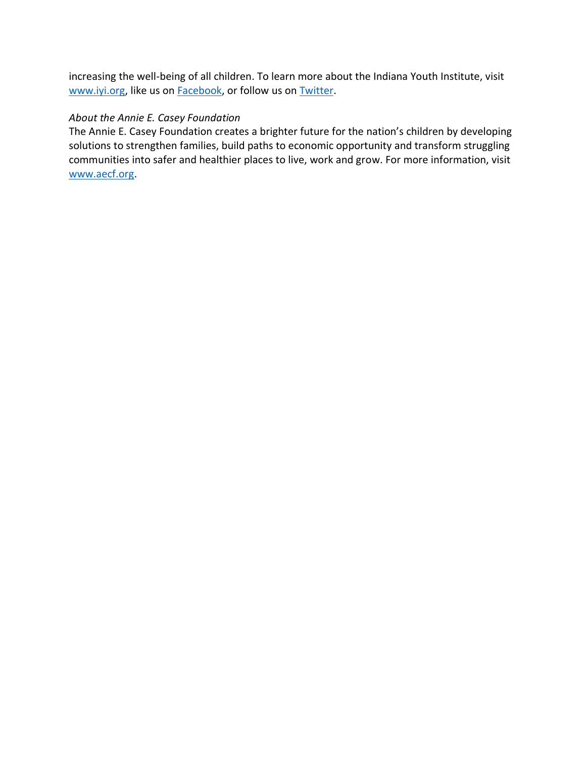increasing the well-being of all children. To learn more about the Indiana Youth Institute, visit www.iyi.org, like us on Facebook, or follow us on Twitter.

*About the Annie E. Casey Foundation*
The Annie E. Casey Foundation creates a brighter future for the nation's children by developing solutions to strengthen families, build paths to economic opportunity and transform struggling communities into safer and healthier places to live, work and grow. For more information, visit www.aecf.org.